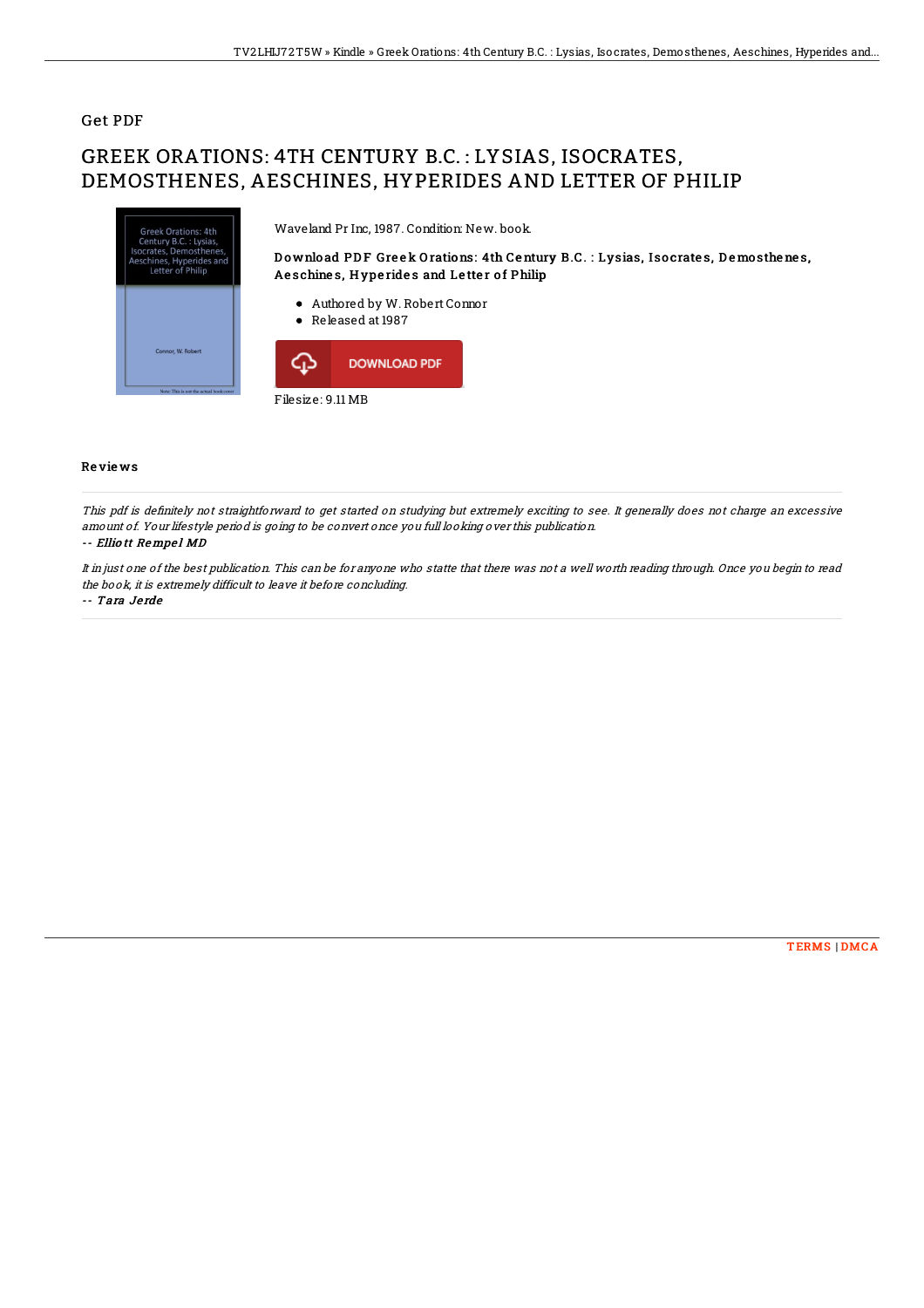Get PDF

# GREEK ORATIONS: 4TH CENTURY B.C. : LYSIAS, ISOCRATES, DEMOSTHENES, AESCHINES, HYPERIDES AND LETTER OF PHILIP

Waveland Pr Inc, 1987. Condition: New. book.

**Download PDF Greek Orations: 4th Century B.C. : Lysias, Isocrates, Demosthenes, Aeschines, Hyperides and Letter of Philip**

- Authored by W. Robert Connor
- Released at 1987

DOWNLOAD PDF

Filesize: 9.11 MB

## Reviews

*This pdf is definitely not straightforward to get started on studying but extremely exciting to see. It generally does not charge an excessive amount of. Your lifestyle period is going to be convert once you full looking over this publication.*

-- *Elliott Rempel MD*

*It in just one of the best publication. This can be for anyone who statte that there was not a well worth reading through. Once you begin to read the book, it is extremely difficult to leave it before concluding.*

-- *Tara Jerde*

TERMS | DMCA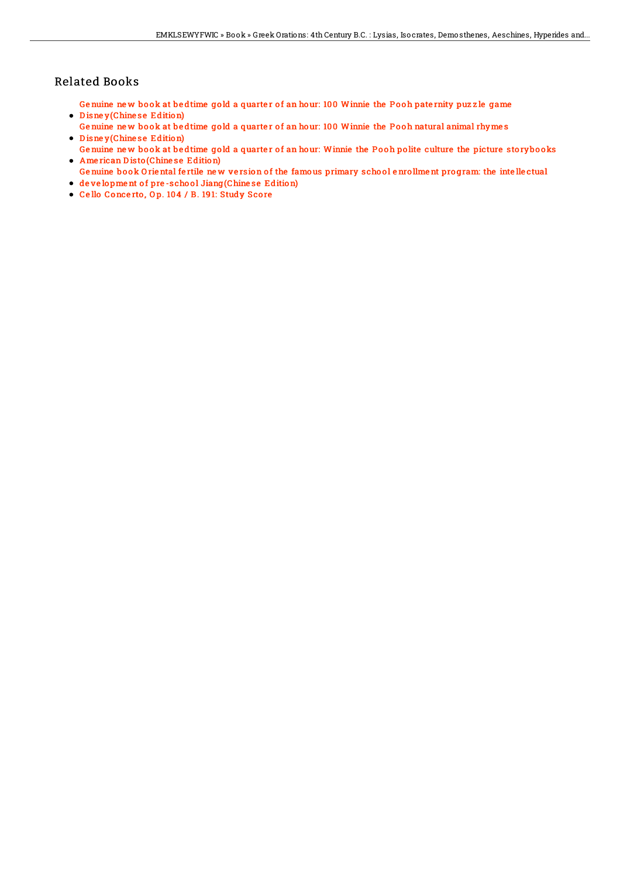## Related Books

- Genuine new book at bedtime gold a quarter of an hour: 100 Winnie the Pooh paternity puzzle game Disney(Chinese Edition)
- Genuine new book at bedtime gold a quarter of an hour: 100 Winnie the Pooh natural animal rhymes Disney(Chinese Edition)
- Genuine new book at bedtime gold a quarter of an hour: Winnie the Pooh polite culture the picture storybooks American Disto(Chinese Edition)
- Genuine book Oriental fertile new version of the famous primary school enrollment program: the intellectual development of pre-school Jiang(Chinese Edition)
- Cello Concerto, Op. 104 / B. 191: Study Score